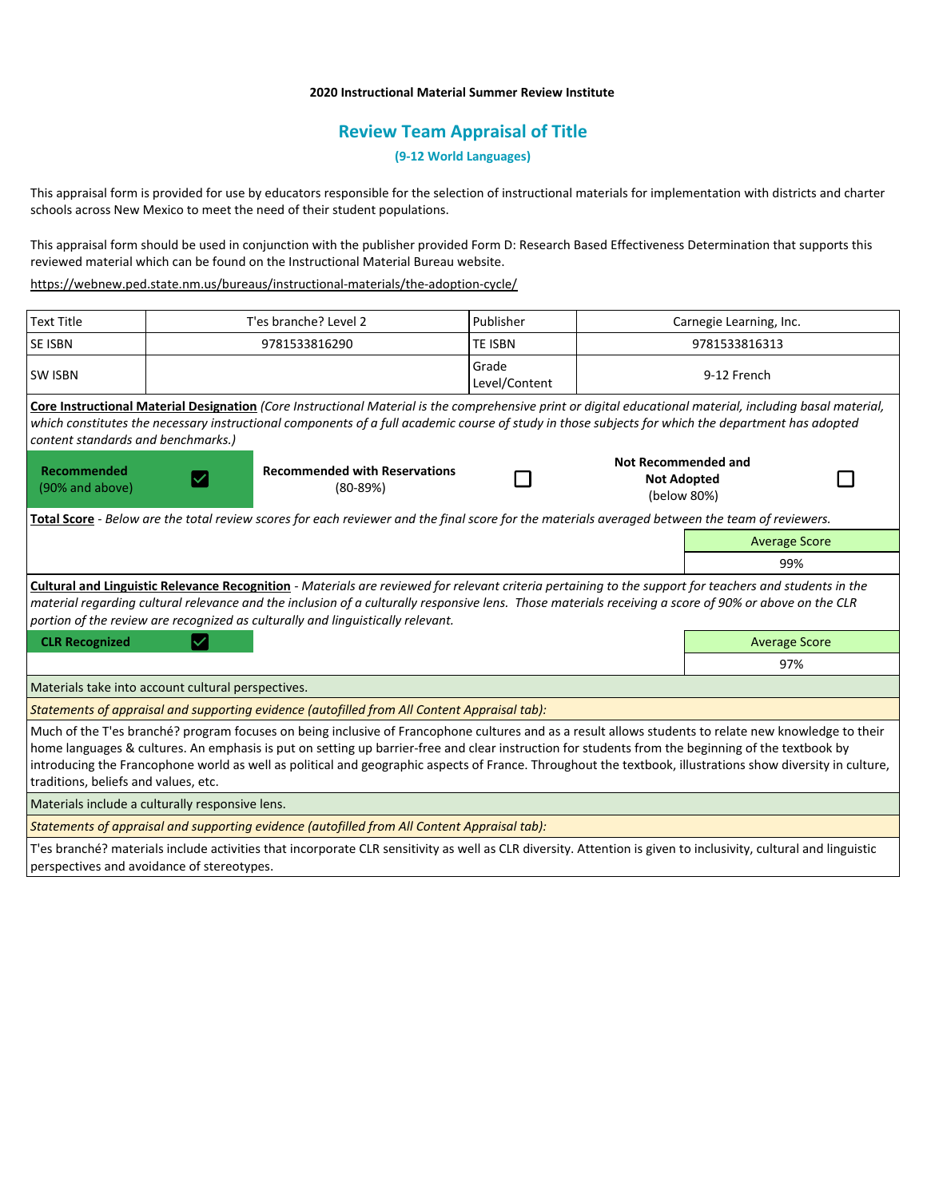**2020 Instructional Material Summer Review Institute**

## Review Team Appraisal of Title

**(9-12 World Languages)**

This appraisal form is provided for use by educators responsible for the selection of instructional materials for implementation with districts and charter schools across New Mexico to meet the need of their student populations.

This appraisal form should be used in conjunction with the publisher provided Form D: Research Based Effectiveness Determination that supports this reviewed material which can be found on the Instructional Material Bureau website.

https://webnew.ped.state.nm.us/bureaus/instructional-materials/the-adoption-cycle/

| Text Title | T'es branche? Level 2 | Publisher | Carnegie Learning, Inc. |
|---|---|---|---|
| SE ISBN | 9781533816290 | TE ISBN | 9781533816313 |
| SW ISBN | | Grade Level/Content | 9-12 French |

**Core Instructional Material Designation** *(Core Instructional Material is the comprehensive print or digital educational material, including basal material, which constitutes the necessary instructional components of a full academic course of study in those subjects for which the department has adopted content standards and benchmarks.)*

| Recommended (90% and above) | ☑ | Recommended with Reservations (80-89%) | ☐ | Not Recommended and Not Adopted (below 80%) | ☐ |
|---|---|---|---|---|---|

**Total Score** - *Below are the total review scores for each reviewer and the final score for the materials averaged between the team of reviewers.*

| Average Score |
|---|
| 99% |

**Cultural and Linguistic Relevance Recognition** - *Materials are reviewed for relevant criteria pertaining to the support for teachers and students in the material regarding cultural relevance and the inclusion of a culturally responsive lens. Those materials receiving a score of 90% or above on the CLR portion of the review are recognized as culturally and linguistically relevant.*

| CLR Recognized | ☑ | Average Score |
|---|---|---|
| | | 97% |

Materials take into account cultural perspectives.

*Statements of appraisal and supporting evidence (autofilled from All Content Appraisal tab):*

Much of the T'es branché? program focuses on being inclusive of Francophone cultures and as a result allows students to relate new knowledge to their home languages & cultures. An emphasis is put on setting up barrier-free and clear instruction for students from the beginning of the textbook by introducing the Francophone world as well as political and geographic aspects of France. Throughout the textbook, illustrations show diversity in culture, traditions, beliefs and values, etc.

Materials include a culturally responsive lens.

*Statements of appraisal and supporting evidence (autofilled from All Content Appraisal tab):*

T'es branché? materials include activities that incorporate CLR sensitivity as well as CLR diversity. Attention is given to inclusivity, cultural and linguistic perspectives and avoidance of stereotypes.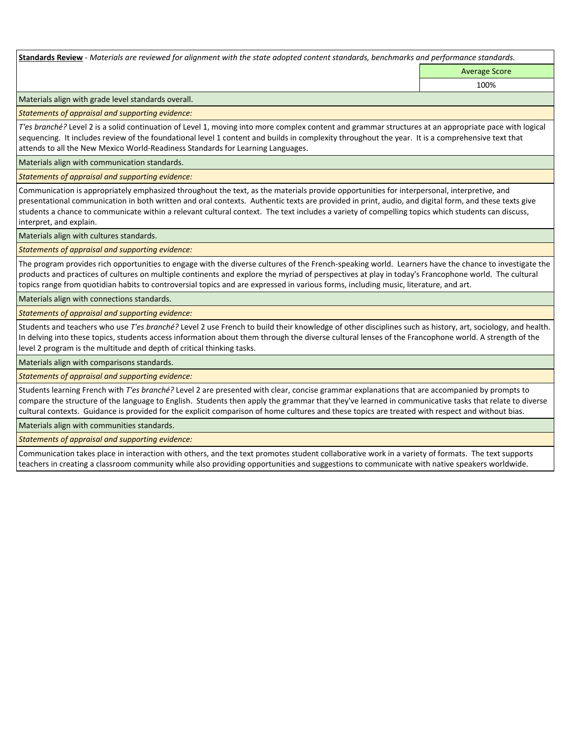**Standards Review** - *Materials are reviewed for alignment with the state adopted content standards, benchmarks and performance standards.*

| | Average Score |
|---|---|
| | 100% |

Materials align with grade level standards overall.

*Statements of appraisal and supporting evidence:*

*T'es branché?* Level 2 is a solid continuation of Level 1, moving into more complex content and grammar structures at an appropriate pace with logical sequencing. It includes review of the foundational level 1 content and builds in complexity throughout the year. It is a comprehensive text that attends to all the New Mexico World-Readiness Standards for Learning Languages.

Materials align with communication standards.

*Statements of appraisal and supporting evidence:*

Communication is appropriately emphasized throughout the text, as the materials provide opportunities for interpersonal, interpretive, and presentational communication in both written and oral contexts. Authentic texts are provided in print, audio, and digital form, and these texts give students a chance to communicate within a relevant cultural context. The text includes a variety of compelling topics which students can discuss, interpret, and explain.

Materials align with cultures standards.

*Statements of appraisal and supporting evidence:*

The program provides rich opportunities to engage with the diverse cultures of the French-speaking world. Learners have the chance to investigate the products and practices of cultures on multiple continents and explore the myriad of perspectives at play in today's Francophone world. The cultural topics range from quotidian habits to controversial topics and are expressed in various forms, including music, literature, and art.

Materials align with connections standards.

*Statements of appraisal and supporting evidence:*

Students and teachers who use *T'es branché?* Level 2 use French to build their knowledge of other disciplines such as history, art, sociology, and health. In delving into these topics, students access information about them through the diverse cultural lenses of the Francophone world. A strength of the level 2 program is the multitude and depth of critical thinking tasks.

Materials align with comparisons standards.

*Statements of appraisal and supporting evidence:*

Students learning French with *T'es branché?* Level 2 are presented with clear, concise grammar explanations that are accompanied by prompts to compare the structure of the language to English. Students then apply the grammar that they've learned in communicative tasks that relate to diverse cultural contexts. Guidance is provided for the explicit comparison of home cultures and these topics are treated with respect and without bias.

Materials align with communities standards.

*Statements of appraisal and supporting evidence:*

Communication takes place in interaction with others, and the text promotes student collaborative work in a variety of formats. The text supports teachers in creating a classroom community while also providing opportunities and suggestions to communicate with native speakers worldwide.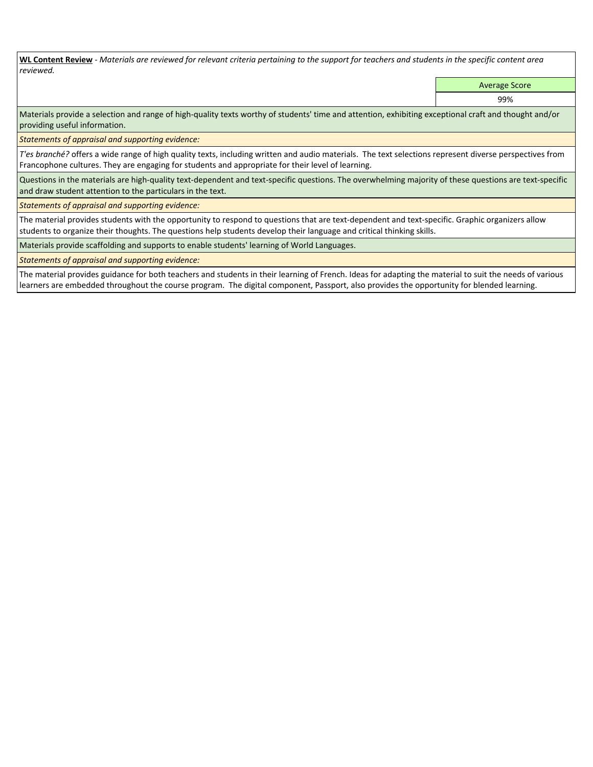**WL Content Review** - *Materials are reviewed for relevant criteria pertaining to the support for teachers and students in the specific content area reviewed.*

| | Average Score |
|---|---|
| | 99% |

Materials provide a selection and range of high-quality texts worthy of students' time and attention, exhibiting exceptional craft and thought and/or providing useful information.

*Statements of appraisal and supporting evidence:*

*T'es branché?* offers a wide range of high quality texts, including written and audio materials. The text selections represent diverse perspectives from Francophone cultures. They are engaging for students and appropriate for their level of learning.

Questions in the materials are high-quality text-dependent and text-specific questions. The overwhelming majority of these questions are text-specific and draw student attention to the particulars in the text.

*Statements of appraisal and supporting evidence:*

The material provides students with the opportunity to respond to questions that are text-dependent and text-specific. Graphic organizers allow students to organize their thoughts. The questions help students develop their language and critical thinking skills.

Materials provide scaffolding and supports to enable students' learning of World Languages.

*Statements of appraisal and supporting evidence:*

The material provides guidance for both teachers and students in their learning of French. Ideas for adapting the material to suit the needs of various learners are embedded throughout the course program. The digital component, Passport, also provides the opportunity for blended learning.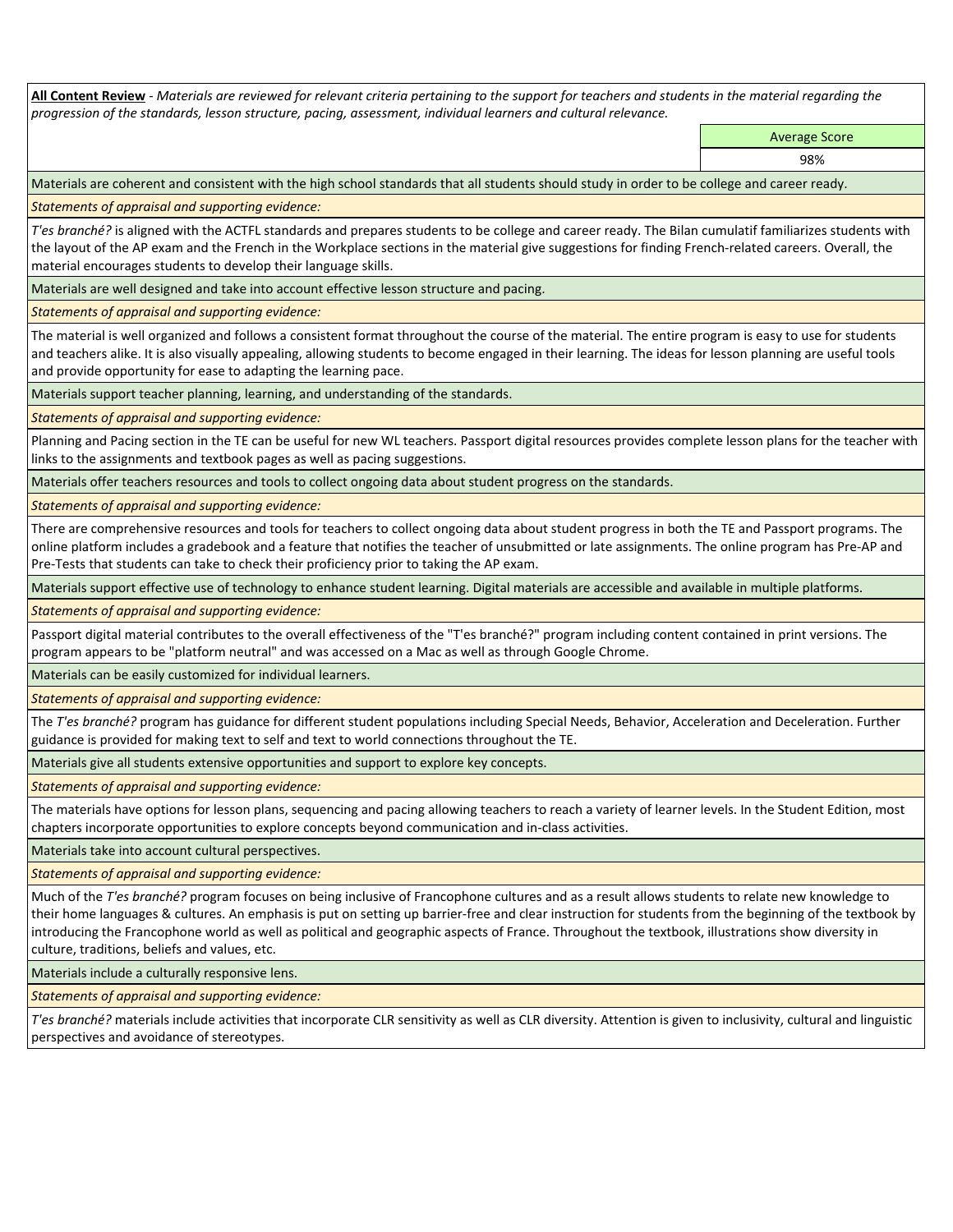**All Content Review** - *Materials are reviewed for relevant criteria pertaining to the support for teachers and students in the material regarding the progression of the standards, lesson structure, pacing, assessment, individual learners and cultural relevance.*

| | Average Score |
|---|---|
| | 98% |

Materials are coherent and consistent with the high school standards that all students should study in order to be college and career ready.

*Statements of appraisal and supporting evidence:*

*T'es branché?* is aligned with the ACTFL standards and prepares students to be college and career ready. The Bilan cumulatif familiarizes students with the layout of the AP exam and the French in the Workplace sections in the material give suggestions for finding French-related careers. Overall, the material encourages students to develop their language skills.

Materials are well designed and take into account effective lesson structure and pacing.

*Statements of appraisal and supporting evidence:*

The material is well organized and follows a consistent format throughout the course of the material. The entire program is easy to use for students and teachers alike. It is also visually appealing, allowing students to become engaged in their learning. The ideas for lesson planning are useful tools and provide opportunity for ease to adapting the learning pace.

Materials support teacher planning, learning, and understanding of the standards.

*Statements of appraisal and supporting evidence:*

Planning and Pacing section in the TE can be useful for new WL teachers. Passport digital resources provides complete lesson plans for the teacher with links to the assignments and textbook pages as well as pacing suggestions.

Materials offer teachers resources and tools to collect ongoing data about student progress on the standards.

*Statements of appraisal and supporting evidence:*

There are comprehensive resources and tools for teachers to collect ongoing data about student progress in both the TE and Passport programs. The online platform includes a gradebook and a feature that notifies the teacher of unsubmitted or late assignments. The online program has Pre-AP and Pre-Tests that students can take to check their proficiency prior to taking the AP exam.

Materials support effective use of technology to enhance student learning. Digital materials are accessible and available in multiple platforms.

*Statements of appraisal and supporting evidence:*

Passport digital material contributes to the overall effectiveness of the "T'es branché?" program including content contained in print versions. The program appears to be "platform neutral" and was accessed on a Mac as well as through Google Chrome.

Materials can be easily customized for individual learners.

*Statements of appraisal and supporting evidence:*

The *T'es branché?* program has guidance for different student populations including Special Needs, Behavior, Acceleration and Deceleration. Further guidance is provided for making text to self and text to world connections throughout the TE.

Materials give all students extensive opportunities and support to explore key concepts.

*Statements of appraisal and supporting evidence:*

The materials have options for lesson plans, sequencing and pacing allowing teachers to reach a variety of learner levels. In the Student Edition, most chapters incorporate opportunities to explore concepts beyond communication and in-class activities.

Materials take into account cultural perspectives.

*Statements of appraisal and supporting evidence:*

Much of the *T'es branché?* program focuses on being inclusive of Francophone cultures and as a result allows students to relate new knowledge to their home languages & cultures. An emphasis is put on setting up barrier-free and clear instruction for students from the beginning of the textbook by introducing the Francophone world as well as political and geographic aspects of France. Throughout the textbook, illustrations show diversity in culture, traditions, beliefs and values, etc.

Materials include a culturally responsive lens.

*Statements of appraisal and supporting evidence:*

*T'es branché?* materials include activities that incorporate CLR sensitivity as well as CLR diversity. Attention is given to inclusivity, cultural and linguistic perspectives and avoidance of stereotypes.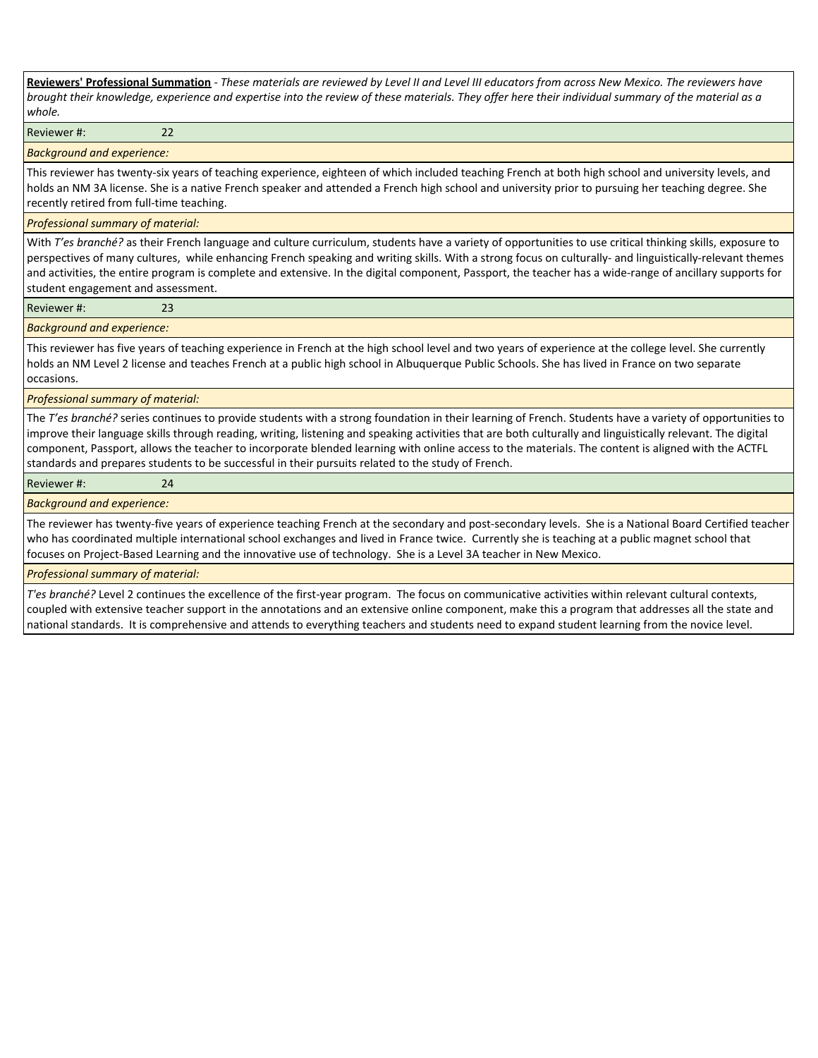**Reviewers' Professional Summation** - *These materials are reviewed by Level II and Level III educators from across New Mexico. The reviewers have brought their knowledge, experience and expertise into the review of these materials. They offer here their individual summary of the material as a whole.*

Reviewer #: 22

*Background and experience:*

This reviewer has twenty-six years of teaching experience, eighteen of which included teaching French at both high school and university levels, and holds an NM 3A license. She is a native French speaker and attended a French high school and university prior to pursuing her teaching degree. She recently retired from full-time teaching.

*Professional summary of material:*

With *T'es branché?* as their French language and culture curriculum, students have a variety of opportunities to use critical thinking skills, exposure to perspectives of many cultures, while enhancing French speaking and writing skills. With a strong focus on culturally- and linguistically-relevant themes and activities, the entire program is complete and extensive. In the digital component, Passport, the teacher has a wide-range of ancillary supports for student engagement and assessment.

Reviewer #: 23

*Background and experience:*

This reviewer has five years of teaching experience in French at the high school level and two years of experience at the college level. She currently holds an NM Level 2 license and teaches French at a public high school in Albuquerque Public Schools. She has lived in France on two separate occasions.

*Professional summary of material:*

The *T'es branché?* series continues to provide students with a strong foundation in their learning of French. Students have a variety of opportunities to improve their language skills through reading, writing, listening and speaking activities that are both culturally and linguistically relevant. The digital component, Passport, allows the teacher to incorporate blended learning with online access to the materials. The content is aligned with the ACTFL standards and prepares students to be successful in their pursuits related to the study of French.

Reviewer #: 24

*Background and experience:*

The reviewer has twenty-five years of experience teaching French at the secondary and post-secondary levels. She is a National Board Certified teacher who has coordinated multiple international school exchanges and lived in France twice. Currently she is teaching at a public magnet school that focuses on Project-Based Learning and the innovative use of technology. She is a Level 3A teacher in New Mexico.

*Professional summary of material:*

*T'es branché?* Level 2 continues the excellence of the first-year program. The focus on communicative activities within relevant cultural contexts, coupled with extensive teacher support in the annotations and an extensive online component, make this a program that addresses all the state and national standards. It is comprehensive and attends to everything teachers and students need to expand student learning from the novice level.